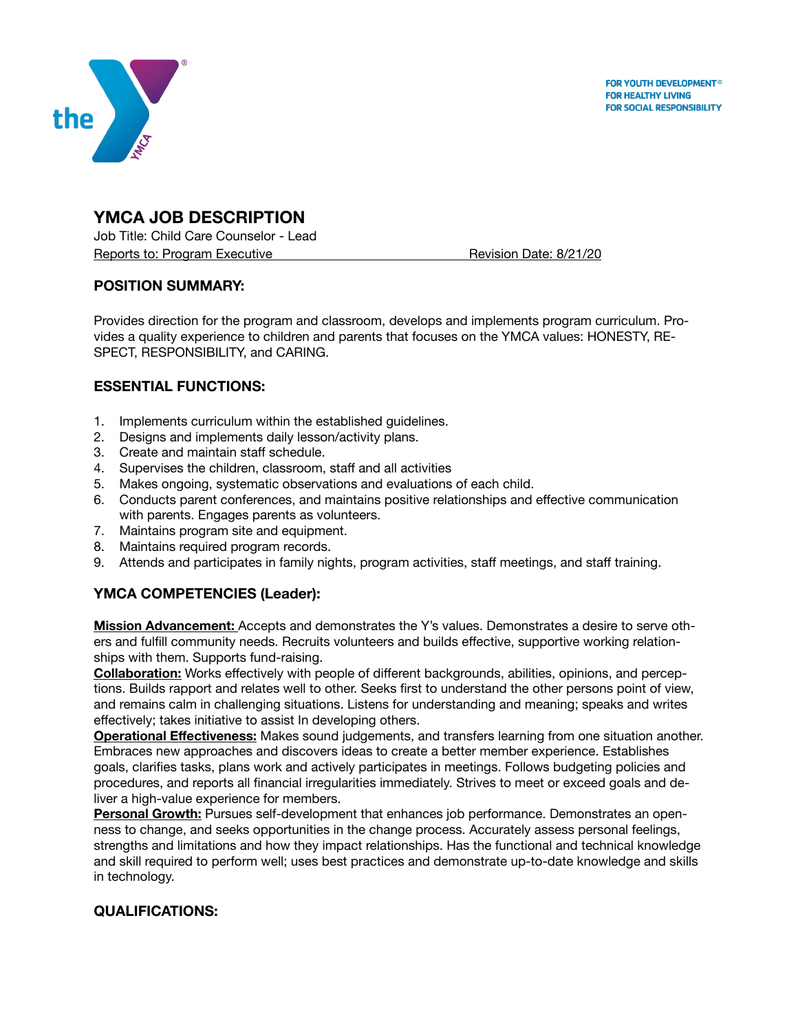FOR YOUTH DEVELOPMENT®
FOR HEALTHY LIVING
FOR SOCIAL RESPONSIBILITY

# YMCA JOB DESCRIPTION

Job Title: Child Care Counselor - Lead
Reports to: Program Executive Revision Date: 8/21/20

## POSITION SUMMARY:

Provides direction for the program and classroom, develops and implements program curriculum. Provides a quality experience to children and parents that focuses on the YMCA values: HONESTY, RESPECT, RESPONSIBILITY, and CARING.

## ESSENTIAL FUNCTIONS:

1. Implements curriculum within the established guidelines.
2. Designs and implements daily lesson/activity plans.
3. Create and maintain staff schedule.
4. Supervises the children, classroom, staff and all activities
5. Makes ongoing, systematic observations and evaluations of each child.
6. Conducts parent conferences, and maintains positive relationships and effective communication with parents. Engages parents as volunteers.
7. Maintains program site and equipment.
8. Maintains required program records.
9. Attends and participates in family nights, program activities, staff meetings, and staff training.

## YMCA COMPETENCIES (Leader):

**Mission Advancement:** Accepts and demonstrates the Y's values. Demonstrates a desire to serve others and fulfill community needs. Recruits volunteers and builds effective, supportive working relationships with them. Supports fund-raising.
**Collaboration:** Works effectively with people of different backgrounds, abilities, opinions, and perceptions. Builds rapport and relates well to other. Seeks first to understand the other persons point of view, and remains calm in challenging situations. Listens for understanding and meaning; speaks and writes effectively; takes initiative to assist In developing others.
**Operational Effectiveness:** Makes sound judgements, and transfers learning from one situation another. Embraces new approaches and discovers ideas to create a better member experience. Establishes goals, clarifies tasks, plans work and actively participates in meetings. Follows budgeting policies and procedures, and reports all financial irregularities immediately. Strives to meet or exceed goals and deliver a high-value experience for members.
**Personal Growth:** Pursues self-development that enhances job performance. Demonstrates an openness to change, and seeks opportunities in the change process. Accurately assess personal feelings, strengths and limitations and how they impact relationships. Has the functional and technical knowledge and skill required to perform well; uses best practices and demonstrate up-to-date knowledge and skills in technology.

## QUALIFICATIONS: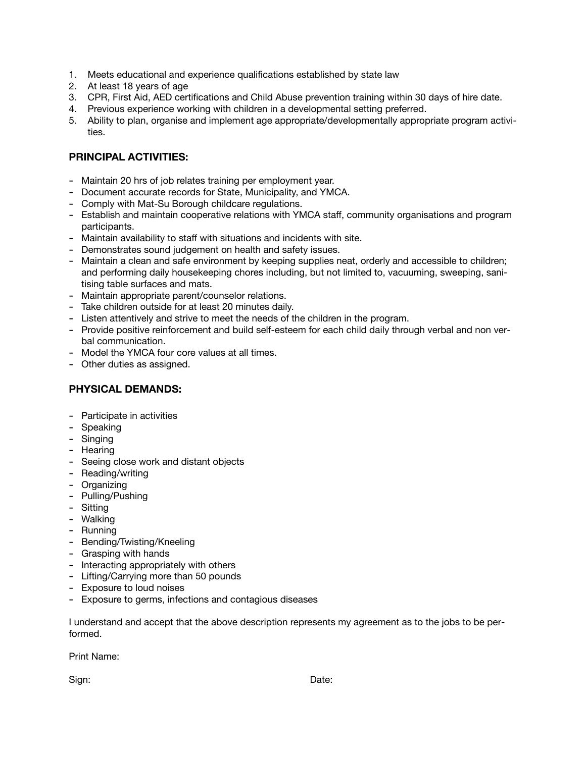1. Meets educational and experience qualifications established by state law
2. At least 18 years of age
3. CPR, First Aid, AED certifications and Child Abuse prevention training within 30 days of hire date.
4. Previous experience working with children in a developmental setting preferred.
5. Ability to plan, organise and implement age appropriate/developmentally appropriate program activities.

## PRINCIPAL ACTIVITIES:

- Maintain 20 hrs of job relates training per employment year.
- Document accurate records for State, Municipality, and YMCA.
- Comply with Mat-Su Borough childcare regulations.
- Establish and maintain cooperative relations with YMCA staff, community organisations and program participants.
- Maintain availability to staff with situations and incidents with site.
- Demonstrates sound judgement on health and safety issues.
- Maintain a clean and safe environment by keeping supplies neat, orderly and accessible to children; and performing daily housekeeping chores including, but not limited to, vacuuming, sweeping, sanitising table surfaces and mats.
- Maintain appropriate parent/counselor relations.
- Take children outside for at least 20 minutes daily.
- Listen attentively and strive to meet the needs of the children in the program.
- Provide positive reinforcement and build self-esteem for each child daily through verbal and non verbal communication.
- Model the YMCA four core values at all times.
- Other duties as assigned.

## PHYSICAL DEMANDS:

- Participate in activities
- Speaking
- Singing
- Hearing
- Seeing close work and distant objects
- Reading/writing
- Organizing
- Pulling/Pushing
- Sitting
- Walking
- Running
- Bending/Twisting/Kneeling
- Grasping with hands
- Interacting appropriately with others
- Lifting/Carrying more than 50 pounds
- Exposure to loud noises
- Exposure to germs, infections and contagious diseases

I understand and accept that the above description represents my agreement as to the jobs to be performed.

Print Name:

Sign: Date: